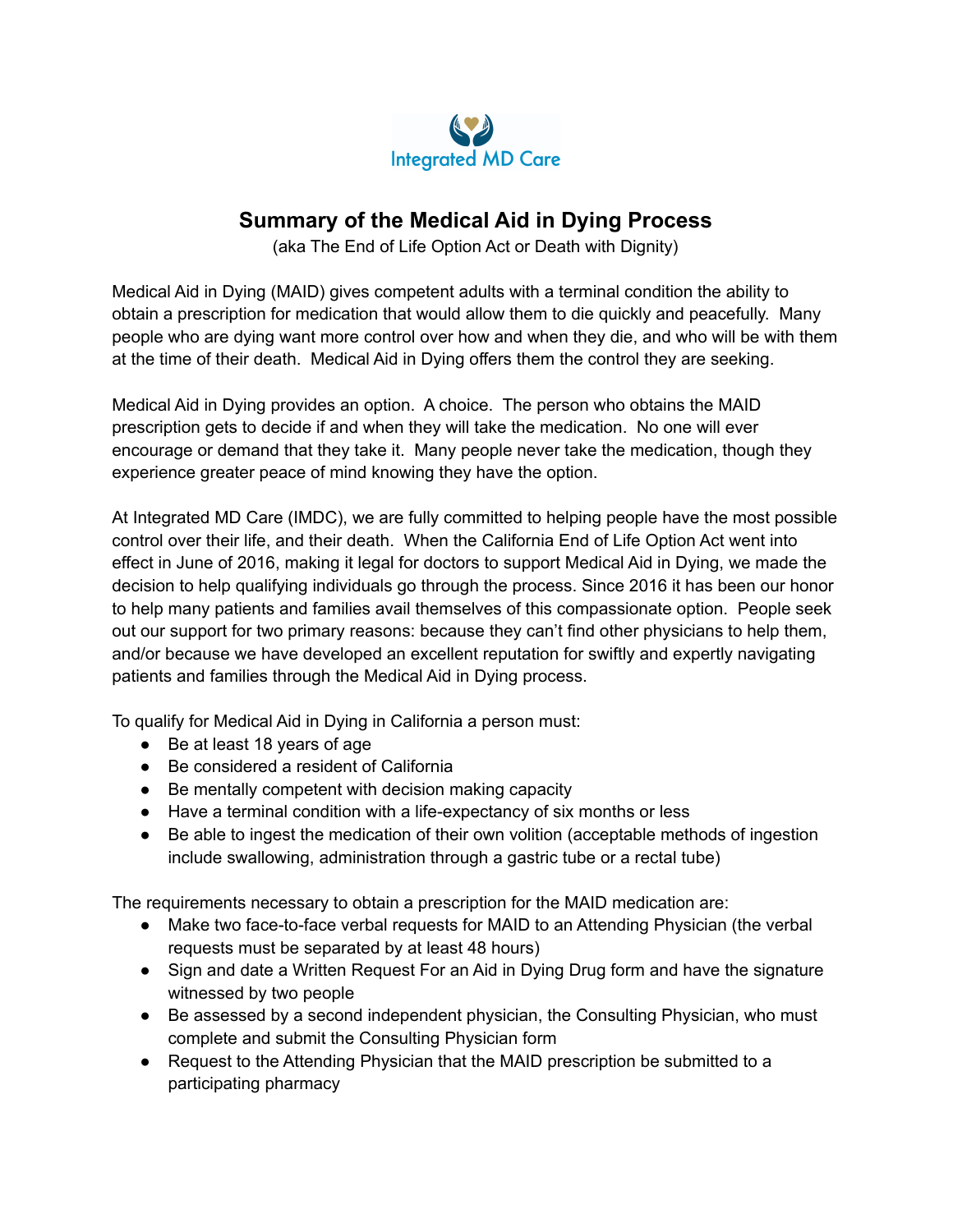Integrated MD Care

# Summary of the Medical Aid in Dying Process

(aka The End of Life Option Act or Death with Dignity)

Medical Aid in Dying (MAID) gives competent adults with a terminal condition the ability to obtain a prescription for medication that would allow them to die quickly and peacefully. Many people who are dying want more control over how and when they die, and who will be with them at the time of their death. Medical Aid in Dying offers them the control they are seeking.

Medical Aid in Dying provides an option. A choice. The person who obtains the MAID prescription gets to decide if and when they will take the medication. No one will ever encourage or demand that they take it. Many people never take the medication, though they experience greater peace of mind knowing they have the option.

At Integrated MD Care (IMDC), we are fully committed to helping people have the most possible control over their life, and their death. When the California End of Life Option Act went into effect in June of 2016, making it legal for doctors to support Medical Aid in Dying, we made the decision to help qualifying individuals go through the process. Since 2016 it has been our honor to help many patients and families avail themselves of this compassionate option. People seek out our support for two primary reasons: because they can't find other physicians to help them, and/or because we have developed an excellent reputation for swiftly and expertly navigating patients and families through the Medical Aid in Dying process.

To qualify for Medical Aid in Dying in California a person must:

- Be at least 18 years of age
- Be considered a resident of California
- Be mentally competent with decision making capacity
- Have a terminal condition with a life-expectancy of six months or less
- Be able to ingest the medication of their own volition (acceptable methods of ingestion include swallowing, administration through a gastric tube or a rectal tube)

The requirements necessary to obtain a prescription for the MAID medication are:

- Make two face-to-face verbal requests for MAID to an Attending Physician (the verbal requests must be separated by at least 48 hours)
- Sign and date a Written Request For an Aid in Dying Drug form and have the signature witnessed by two people
- Be assessed by a second independent physician, the Consulting Physician, who must complete and submit the Consulting Physician form
- Request to the Attending Physician that the MAID prescription be submitted to a participating pharmacy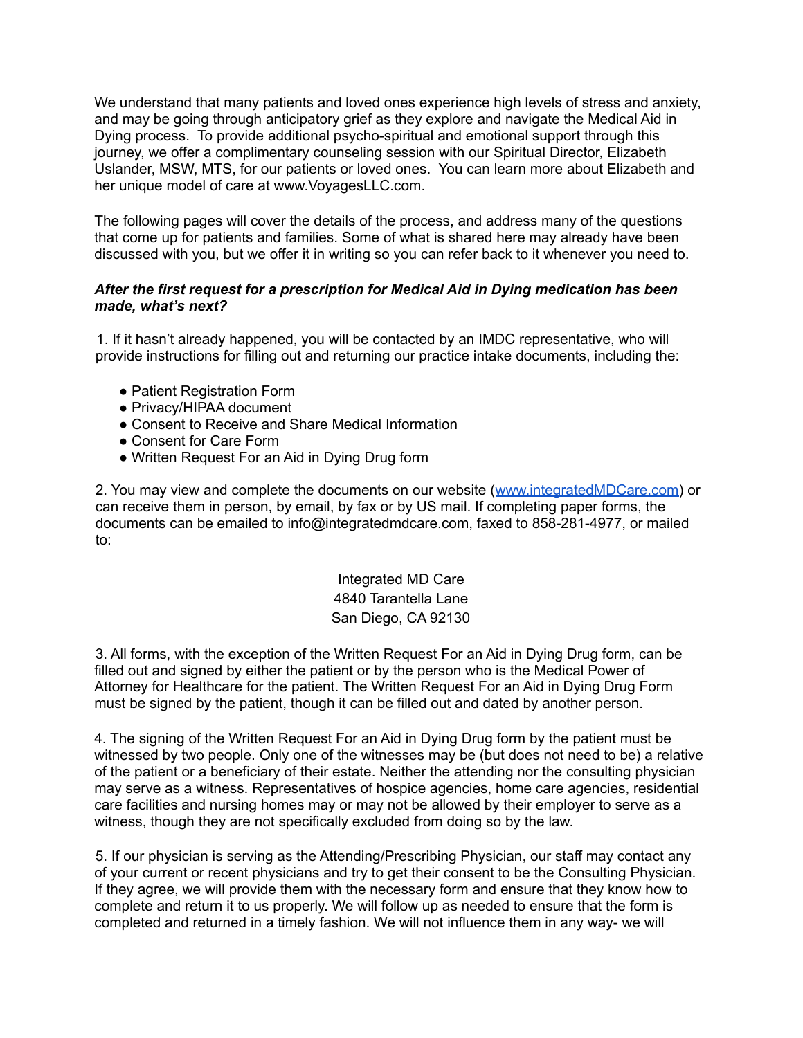We understand that many patients and loved ones experience high levels of stress and anxiety, and may be going through anticipatory grief as they explore and navigate the Medical Aid in Dying process. To provide additional psycho-spiritual and emotional support through this journey, we offer a complimentary counseling session with our Spiritual Director, Elizabeth Uslander, MSW, MTS, for our patients or loved ones. You can learn more about Elizabeth and her unique model of care at www.VoyagesLLC.com.

The following pages will cover the details of the process, and address many of the questions that come up for patients and families. Some of what is shared here may already have been discussed with you, but we offer it in writing so you can refer back to it whenever you need to.

***After the first request for a prescription for Medical Aid in Dying medication has been made, what's next?***

1. If it hasn't already happened, you will be contacted by an IMDC representative, who will provide instructions for filling out and returning our practice intake documents, including the:

   - Patient Registration Form
   - Privacy/HIPAA document
   - Consent to Receive and Share Medical Information
   - Consent for Care Form
   - Written Request For an Aid in Dying Drug form

2. You may view and complete the documents on our website ([www.integratedMDCare.com](www.integratedMDCare.com)) or can receive them in person, by email, by fax or by US mail. If completing paper forms, the documents can be emailed to info@integratedmdcare.com, faxed to 858-281-4977, or mailed to:

   Integrated MD Care
   4840 Tarantella Lane
   San Diego, CA 92130

3. All forms, with the exception of the Written Request For an Aid in Dying Drug form, can be filled out and signed by either the patient or by the person who is the Medical Power of Attorney for Healthcare for the patient. The Written Request For an Aid in Dying Drug Form must be signed by the patient, though it can be filled out and dated by another person.

4. The signing of the Written Request For an Aid in Dying Drug form by the patient must be witnessed by two people. Only one of the witnesses may be (but does not need to be) a relative of the patient or a beneficiary of their estate. Neither the attending nor the consulting physician may serve as a witness. Representatives of hospice agencies, home care agencies, residential care facilities and nursing homes may or may not be allowed by their employer to serve as a witness, though they are not specifically excluded from doing so by the law.

5. If our physician is serving as the Attending/Prescribing Physician, our staff may contact any of your current or recent physicians and try to get their consent to be the Consulting Physician. If they agree, we will provide them with the necessary form and ensure that they know how to complete and return it to us properly. We will follow up as needed to ensure that the form is completed and returned in a timely fashion. We will not influence them in any way- we will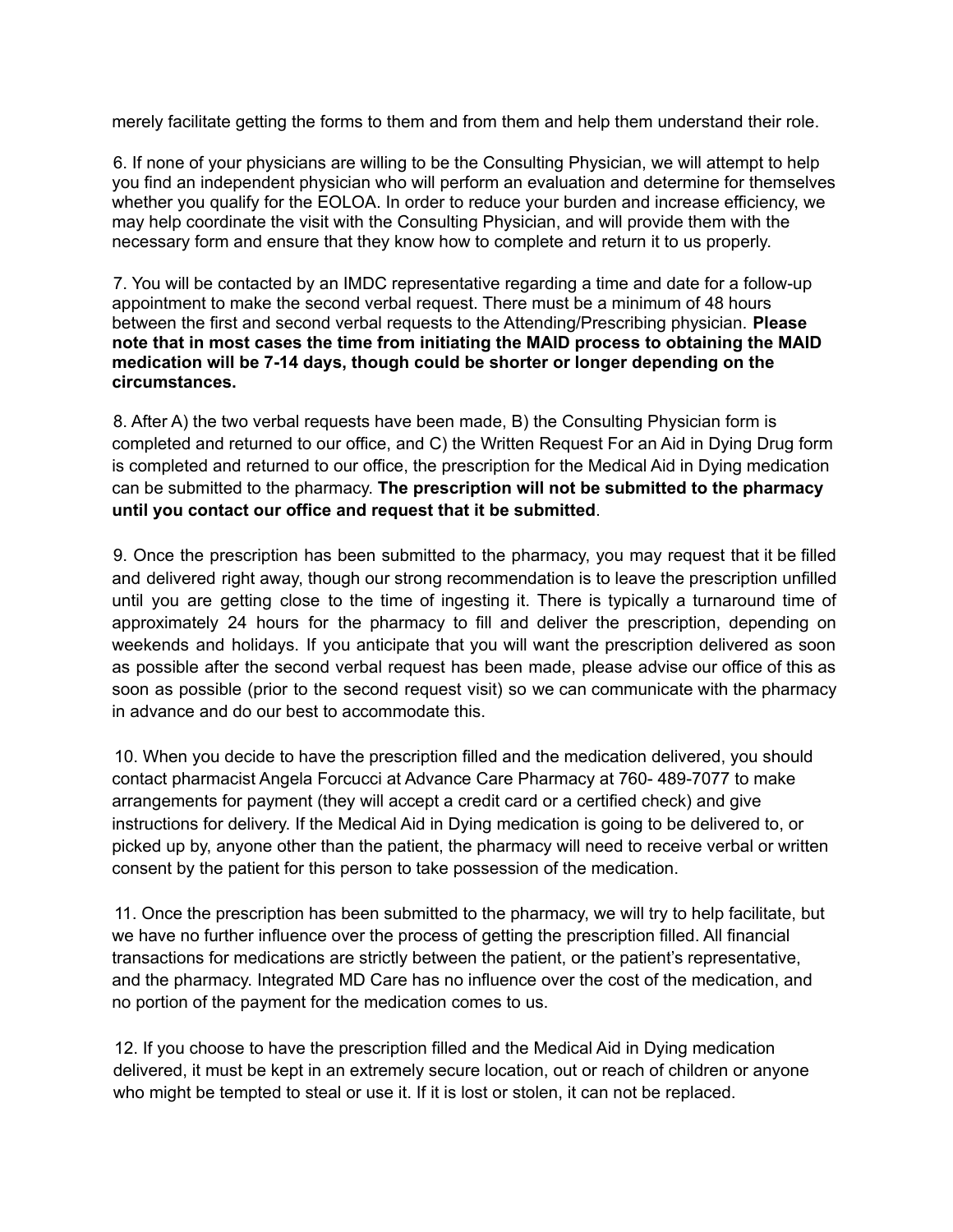merely facilitate getting the forms to them and from them and help them understand their role.

6. If none of your physicians are willing to be the Consulting Physician, we will attempt to help you find an independent physician who will perform an evaluation and determine for themselves whether you qualify for the EOLOA. In order to reduce your burden and increase efficiency, we may help coordinate the visit with the Consulting Physician, and will provide them with the necessary form and ensure that they know how to complete and return it to us properly.

7. You will be contacted by an IMDC representative regarding a time and date for a follow-up appointment to make the second verbal request. There must be a minimum of 48 hours between the first and second verbal requests to the Attending/Prescribing physician. **Please note that in most cases the time from initiating the MAID process to obtaining the MAID medication will be 7-14 days, though could be shorter or longer depending on the circumstances.**

8. After A) the two verbal requests have been made, B) the Consulting Physician form is completed and returned to our office, and C) the Written Request For an Aid in Dying Drug form is completed and returned to our office, the prescription for the Medical Aid in Dying medication can be submitted to the pharmacy. **The prescription will not be submitted to the pharmacy until you contact our office and request that it be submitted**.

9. Once the prescription has been submitted to the pharmacy, you may request that it be filled and delivered right away, though our strong recommendation is to leave the prescription unfilled until you are getting close to the time of ingesting it. There is typically a turnaround time of approximately 24 hours for the pharmacy to fill and deliver the prescription, depending on weekends and holidays. If you anticipate that you will want the prescription delivered as soon as possible after the second verbal request has been made, please advise our office of this as soon as possible (prior to the second request visit) so we can communicate with the pharmacy in advance and do our best to accommodate this.

10. When you decide to have the prescription filled and the medication delivered, you should contact pharmacist Angela Forcucci at Advance Care Pharmacy at 760- 489-7077 to make arrangements for payment (they will accept a credit card or a certified check) and give instructions for delivery. If the Medical Aid in Dying medication is going to be delivered to, or picked up by, anyone other than the patient, the pharmacy will need to receive verbal or written consent by the patient for this person to take possession of the medication.

11. Once the prescription has been submitted to the pharmacy, we will try to help facilitate, but we have no further influence over the process of getting the prescription filled. All financial transactions for medications are strictly between the patient, or the patient's representative, and the pharmacy. Integrated MD Care has no influence over the cost of the medication, and no portion of the payment for the medication comes to us.

12. If you choose to have the prescription filled and the Medical Aid in Dying medication delivered, it must be kept in an extremely secure location, out or reach of children or anyone who might be tempted to steal or use it. If it is lost or stolen, it can not be replaced.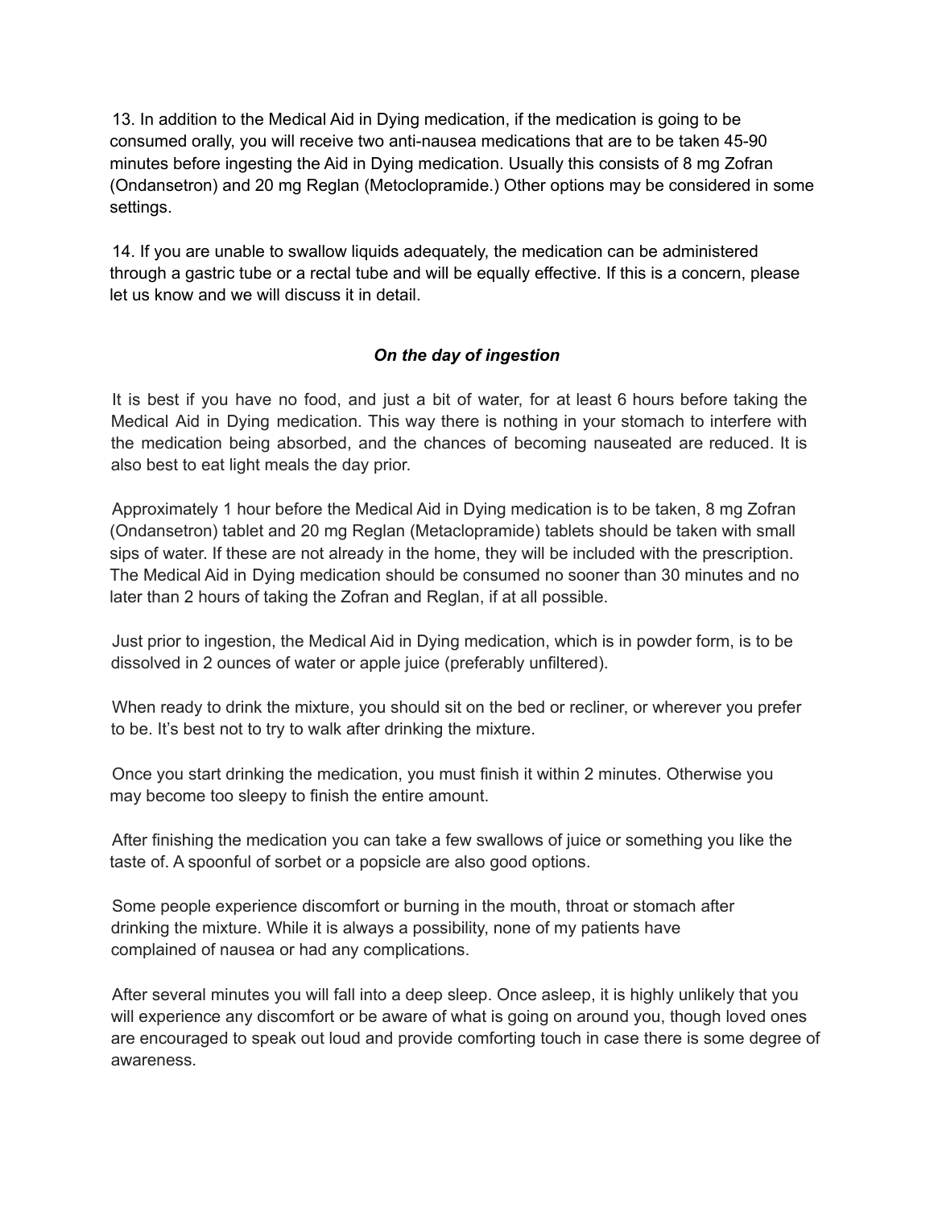13. In addition to the Medical Aid in Dying medication, if the medication is going to be consumed orally, you will receive two anti-nausea medications that are to be taken 45-90 minutes before ingesting the Aid in Dying medication. Usually this consists of 8 mg Zofran (Ondansetron) and 20 mg Reglan (Metoclopramide.) Other options may be considered in some settings.

14. If you are unable to swallow liquids adequately, the medication can be administered through a gastric tube or a rectal tube and will be equally effective. If this is a concern, please let us know and we will discuss it in detail.

### ***On the day of ingestion***

It is best if you have no food, and just a bit of water, for at least 6 hours before taking the Medical Aid in Dying medication. This way there is nothing in your stomach to interfere with the medication being absorbed, and the chances of becoming nauseated are reduced. It is also best to eat light meals the day prior.

Approximately 1 hour before the Medical Aid in Dying medication is to be taken, 8 mg Zofran (Ondansetron) tablet and 20 mg Reglan (Metaclopramide) tablets should be taken with small sips of water. If these are not already in the home, they will be included with the prescription. The Medical Aid in Dying medication should be consumed no sooner than 30 minutes and no later than 2 hours of taking the Zofran and Reglan, if at all possible.

Just prior to ingestion, the Medical Aid in Dying medication, which is in powder form, is to be dissolved in 2 ounces of water or apple juice (preferably unfiltered).

When ready to drink the mixture, you should sit on the bed or recliner, or wherever you prefer to be. It's best not to try to walk after drinking the mixture.

Once you start drinking the medication, you must finish it within 2 minutes. Otherwise you may become too sleepy to finish the entire amount.

After finishing the medication you can take a few swallows of juice or something you like the taste of. A spoonful of sorbet or a popsicle are also good options.

Some people experience discomfort or burning in the mouth, throat or stomach after drinking the mixture. While it is always a possibility, none of my patients have complained of nausea or had any complications.

After several minutes you will fall into a deep sleep. Once asleep, it is highly unlikely that you will experience any discomfort or be aware of what is going on around you, though loved ones are encouraged to speak out loud and provide comforting touch in case there is some degree of awareness.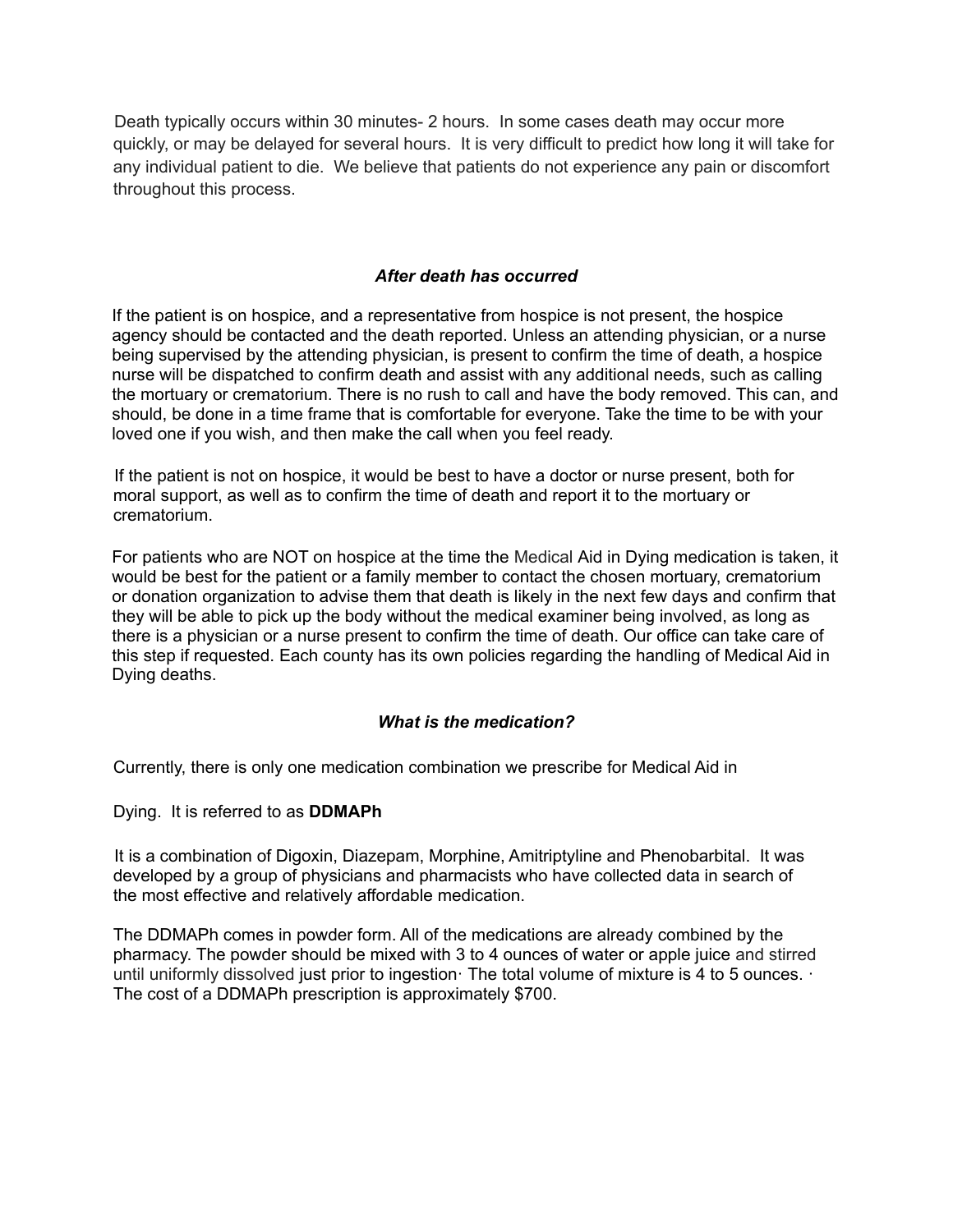Death typically occurs within 30 minutes- 2 hours. In some cases death may occur more quickly, or may be delayed for several hours. It is very difficult to predict how long it will take for any individual patient to die. We believe that patients do not experience any pain or discomfort throughout this process.

### *After death has occurred*

If the patient is on hospice, and a representative from hospice is not present, the hospice agency should be contacted and the death reported. Unless an attending physician, or a nurse being supervised by the attending physician, is present to confirm the time of death, a hospice nurse will be dispatched to confirm death and assist with any additional needs, such as calling the mortuary or crematorium. There is no rush to call and have the body removed. This can, and should, be done in a time frame that is comfortable for everyone. Take the time to be with your loved one if you wish, and then make the call when you feel ready.

If the patient is not on hospice, it would be best to have a doctor or nurse present, both for moral support, as well as to confirm the time of death and report it to the mortuary or crematorium.

For patients who are NOT on hospice at the time the Medical Aid in Dying medication is taken, it would be best for the patient or a family member to contact the chosen mortuary, crematorium or donation organization to advise them that death is likely in the next few days and confirm that they will be able to pick up the body without the medical examiner being involved, as long as there is a physician or a nurse present to confirm the time of death. Our office can take care of this step if requested. Each county has its own policies regarding the handling of Medical Aid in Dying deaths.

### *What is the medication?*

Currently, there is only one medication combination we prescribe for Medical Aid in

Dying. It is referred to as **DDMAPh**

It is a combination of Digoxin, Diazepam, Morphine, Amitriptyline and Phenobarbital. It was developed by a group of physicians and pharmacists who have collected data in search of the most effective and relatively affordable medication.

The DDMAPh comes in powder form. All of the medications are already combined by the pharmacy. The powder should be mixed with 3 to 4 ounces of water or apple juice and stirred until uniformly dissolved just prior to ingestion· The total volume of mixture is 4 to 5 ounces. · The cost of a DDMAPh prescription is approximately $700.